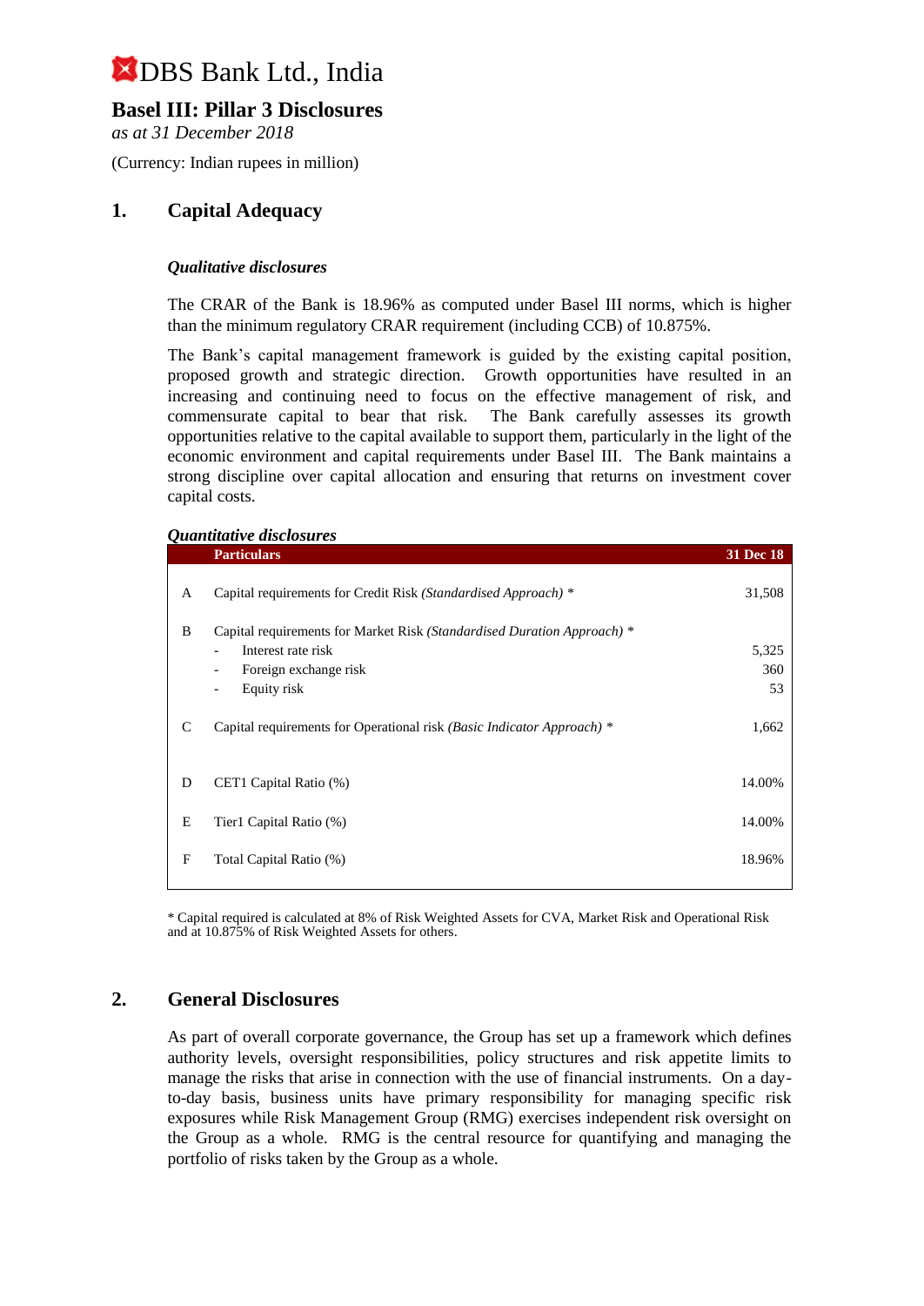# DBS Bank Ltd., India

## Basel III: Pillar 3 Disclosures

*as at 31 December 2018*

(Currency: Indian rupees in million)

## 1. Capital Adequacy

### *Qualitative disclosures*

The CRAR of the Bank is 18.96% as computed under Basel III norms, which is higher than the minimum regulatory CRAR requirement (including CCB) of 10.875%.

The Bank's capital management framework is guided by the existing capital position, proposed growth and strategic direction. Growth opportunities have resulted in an increasing and continuing need to focus on the effective management of risk, and commensurate capital to bear that risk. The Bank carefully assesses its growth opportunities relative to the capital available to support them, particularly in the light of the economic environment and capital requirements under Basel III. The Bank maintains a strong discipline over capital allocation and ensuring that returns on investment cover capital costs.

### *Quantitative disclosures*

| | Particulars | 31 Dec 18 |
|---|---|---|
| A | Capital requirements for Credit Risk *(Standardised Approach)* * | 31,508 |
| B | Capital requirements for Market Risk *(Standardised Duration Approach)* * | |
| | - Interest rate risk | 5,325 |
| | - Foreign exchange risk | 360 |
| | - Equity risk | 53 |
| C | Capital requirements for Operational risk *(Basic Indicator Approach)* * | 1,662 |
| D | CET1 Capital Ratio (%) | 14.00% |
| E | Tier1 Capital Ratio (%) | 14.00% |
| F | Total Capital Ratio (%) | 18.96% |

* Capital required is calculated at 8% of Risk Weighted Assets for CVA, Market Risk and Operational Risk and at 10.875% of Risk Weighted Assets for others.

## 2. General Disclosures

As part of overall corporate governance, the Group has set up a framework which defines authority levels, oversight responsibilities, policy structures and risk appetite limits to manage the risks that arise in connection with the use of financial instruments. On a day-to-day basis, business units have primary responsibility for managing specific risk exposures while Risk Management Group (RMG) exercises independent risk oversight on the Group as a whole. RMG is the central resource for quantifying and managing the portfolio of risks taken by the Group as a whole.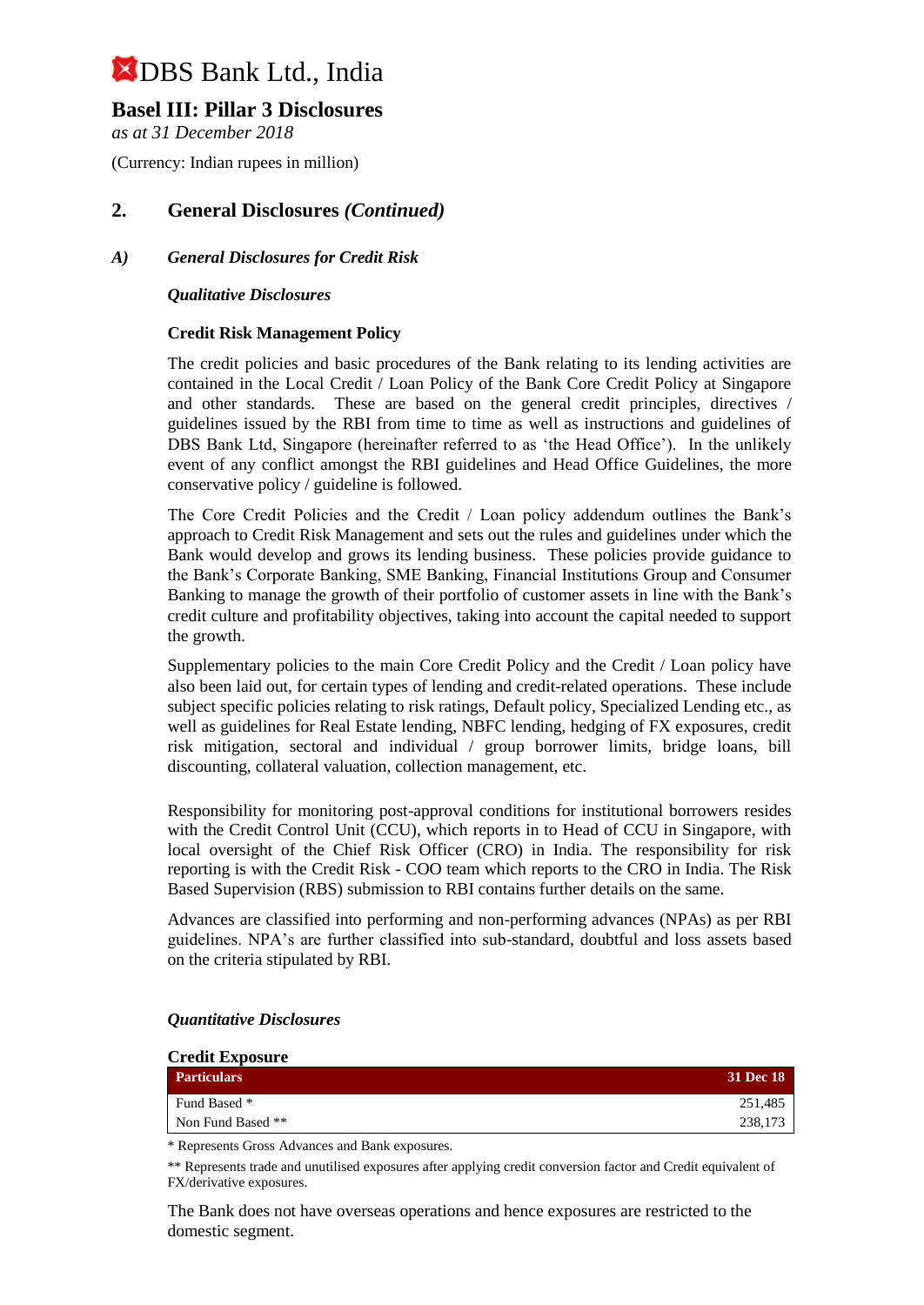# DBS Bank Ltd., India

## Basel III: Pillar 3 Disclosures

*as at 31 December 2018*

(Currency: Indian rupees in million)

## 2. General Disclosures *(Continued)*

### *A) General Disclosures for Credit Risk*

***Qualitative Disclosures***

**Credit Risk Management Policy**

The credit policies and basic procedures of the Bank relating to its lending activities are contained in the Local Credit / Loan Policy of the Bank Core Credit Policy at Singapore and other standards. These are based on the general credit principles, directives / guidelines issued by the RBI from time to time as well as instructions and guidelines of DBS Bank Ltd, Singapore (hereinafter referred to as 'the Head Office'). In the unlikely event of any conflict amongst the RBI guidelines and Head Office Guidelines, the more conservative policy / guideline is followed.

The Core Credit Policies and the Credit / Loan policy addendum outlines the Bank's approach to Credit Risk Management and sets out the rules and guidelines under which the Bank would develop and grows its lending business. These policies provide guidance to the Bank's Corporate Banking, SME Banking, Financial Institutions Group and Consumer Banking to manage the growth of their portfolio of customer assets in line with the Bank's credit culture and profitability objectives, taking into account the capital needed to support the growth.

Supplementary policies to the main Core Credit Policy and the Credit / Loan policy have also been laid out, for certain types of lending and credit-related operations. These include subject specific policies relating to risk ratings, Default policy, Specialized Lending etc., as well as guidelines for Real Estate lending, NBFC lending, hedging of FX exposures, credit risk mitigation, sectoral and individual / group borrower limits, bridge loans, bill discounting, collateral valuation, collection management, etc.

Responsibility for monitoring post-approval conditions for institutional borrowers resides with the Credit Control Unit (CCU), which reports in to Head of CCU in Singapore, with local oversight of the Chief Risk Officer (CRO) in India. The responsibility for risk reporting is with the Credit Risk - COO team which reports to the CRO in India. The Risk Based Supervision (RBS) submission to RBI contains further details on the same.

Advances are classified into performing and non-performing advances (NPAs) as per RBI guidelines. NPA's are further classified into sub-standard, doubtful and loss assets based on the criteria stipulated by RBI.

***Quantitative Disclosures***

**Credit Exposure**

| Particulars | 31 Dec 18 |
|---|---|
| Fund Based * | 251,485 |
| Non Fund Based ** | 238,173 |

* Represents Gross Advances and Bank exposures.

** Represents trade and unutilised exposures after applying credit conversion factor and Credit equivalent of FX/derivative exposures.

The Bank does not have overseas operations and hence exposures are restricted to the domestic segment.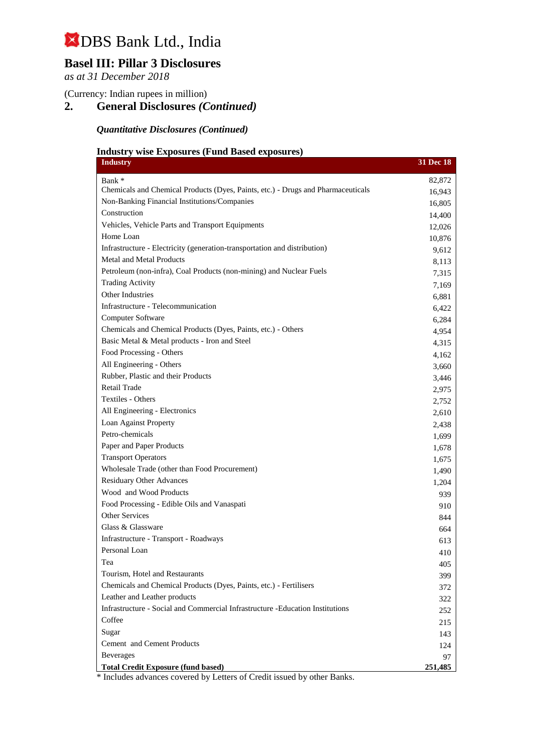# DBS Bank Ltd., India

## Basel III: Pillar 3 Disclosures

*as at 31 December 2018*

(Currency: Indian rupees in million)

## 2. General Disclosures *(Continued)*

### *Quantitative Disclosures (Continued)*

#### Industry wise Exposures (Fund Based exposures)

| Industry | 31 Dec 18 |
|---|---|
| Bank * | 82,872 |
| Chemicals and Chemical Products (Dyes, Paints, etc.) - Drugs and Pharmaceuticals | 16,943 |
| Non-Banking Financial Institutions/Companies | 16,805 |
| Construction | 14,400 |
| Vehicles, Vehicle Parts and Transport Equipments | 12,026 |
| Home Loan | 10,876 |
| Infrastructure - Electricity (generation-transportation and distribution) | 9,612 |
| Metal and Metal Products | 8,113 |
| Petroleum (non-infra), Coal Products (non-mining) and Nuclear Fuels | 7,315 |
| Trading Activity | 7,169 |
| Other Industries | 6,881 |
| Infrastructure - Telecommunication | 6,422 |
| Computer Software | 6,284 |
| Chemicals and Chemical Products (Dyes, Paints, etc.) - Others | 4,954 |
| Basic Metal & Metal products - Iron and Steel | 4,315 |
| Food Processing - Others | 4,162 |
| All Engineering - Others | 3,660 |
| Rubber, Plastic and their Products | 3,446 |
| Retail Trade | 2,975 |
| Textiles - Others | 2,752 |
| All Engineering - Electronics | 2,610 |
| Loan Against Property | 2,438 |
| Petro-chemicals | 1,699 |
| Paper and Paper Products | 1,678 |
| Transport Operators | 1,675 |
| Wholesale Trade (other than Food Procurement) | 1,490 |
| Residuary Other Advances | 1,204 |
| Wood and Wood Products | 939 |
| Food Processing - Edible Oils and Vanaspati | 910 |
| Other Services | 844 |
| Glass & Glassware | 664 |
| Infrastructure - Transport - Roadways | 613 |
| Personal Loan | 410 |
| Tea | 405 |
| Tourism, Hotel and Restaurants | 399 |
| Chemicals and Chemical Products (Dyes, Paints, etc.) - Fertilisers | 372 |
| Leather and Leather products | 322 |
| Infrastructure - Social and Commercial Infrastructure -Education Institutions | 252 |
| Coffee | 215 |
| Sugar | 143 |
| Cement and Cement Products | 124 |
| Beverages | 97 |
| **Total Credit Exposure (fund based)** | **251,485** |

* Includes advances covered by Letters of Credit issued by other Banks.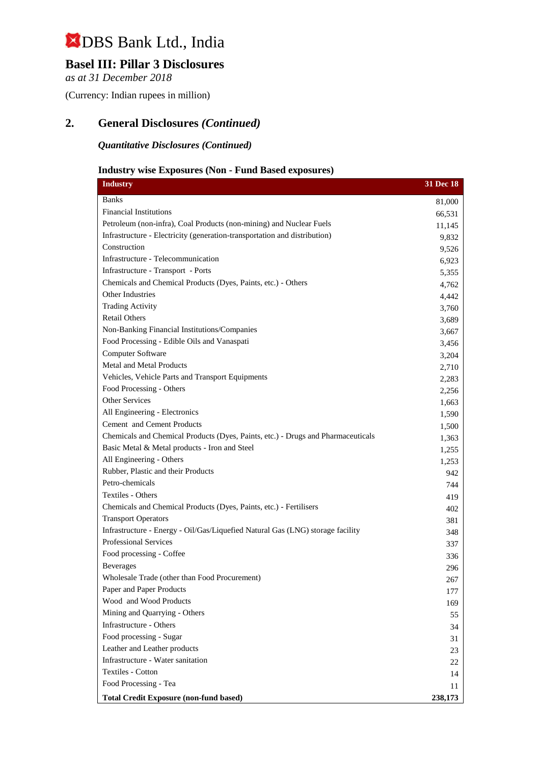# DBS Bank Ltd., India

## Basel III: Pillar 3 Disclosures

*as at 31 December 2018*

(Currency: Indian rupees in million)

## 2. General Disclosures *(Continued)*

### *Quantitative Disclosures (Continued)*

#### Industry wise Exposures (Non - Fund Based exposures)

| Industry | 31 Dec 18 |
|---|---|
| Banks | 81,000 |
| Financial Institutions | 66,531 |
| Petroleum (non-infra), Coal Products (non-mining) and Nuclear Fuels | 11,145 |
| Infrastructure - Electricity (generation-transportation and distribution) | 9,832 |
| Construction | 9,526 |
| Infrastructure - Telecommunication | 6,923 |
| Infrastructure - Transport - Ports | 5,355 |
| Chemicals and Chemical Products (Dyes, Paints, etc.) - Others | 4,762 |
| Other Industries | 4,442 |
| Trading Activity | 3,760 |
| Retail Others | 3,689 |
| Non-Banking Financial Institutions/Companies | 3,667 |
| Food Processing - Edible Oils and Vanaspati | 3,456 |
| Computer Software | 3,204 |
| Metal and Metal Products | 2,710 |
| Vehicles, Vehicle Parts and Transport Equipments | 2,283 |
| Food Processing - Others | 2,256 |
| Other Services | 1,663 |
| All Engineering - Electronics | 1,590 |
| Cement and Cement Products | 1,500 |
| Chemicals and Chemical Products (Dyes, Paints, etc.) - Drugs and Pharmaceuticals | 1,363 |
| Basic Metal & Metal products - Iron and Steel | 1,255 |
| All Engineering - Others | 1,253 |
| Rubber, Plastic and their Products | 942 |
| Petro-chemicals | 744 |
| Textiles - Others | 419 |
| Chemicals and Chemical Products (Dyes, Paints, etc.) - Fertilisers | 402 |
| Transport Operators | 381 |
| Infrastructure - Energy - Oil/Gas/Liquefied Natural Gas (LNG) storage facility | 348 |
| Professional Services | 337 |
| Food processing - Coffee | 336 |
| Beverages | 296 |
| Wholesale Trade (other than Food Procurement) | 267 |
| Paper and Paper Products | 177 |
| Wood and Wood Products | 169 |
| Mining and Quarrying - Others | 55 |
| Infrastructure - Others | 34 |
| Food processing - Sugar | 31 |
| Leather and Leather products | 23 |
| Infrastructure - Water sanitation | 22 |
| Textiles - Cotton | 14 |
| Food Processing - Tea | 11 |
| **Total Credit Exposure (non-fund based)** | **238,173** |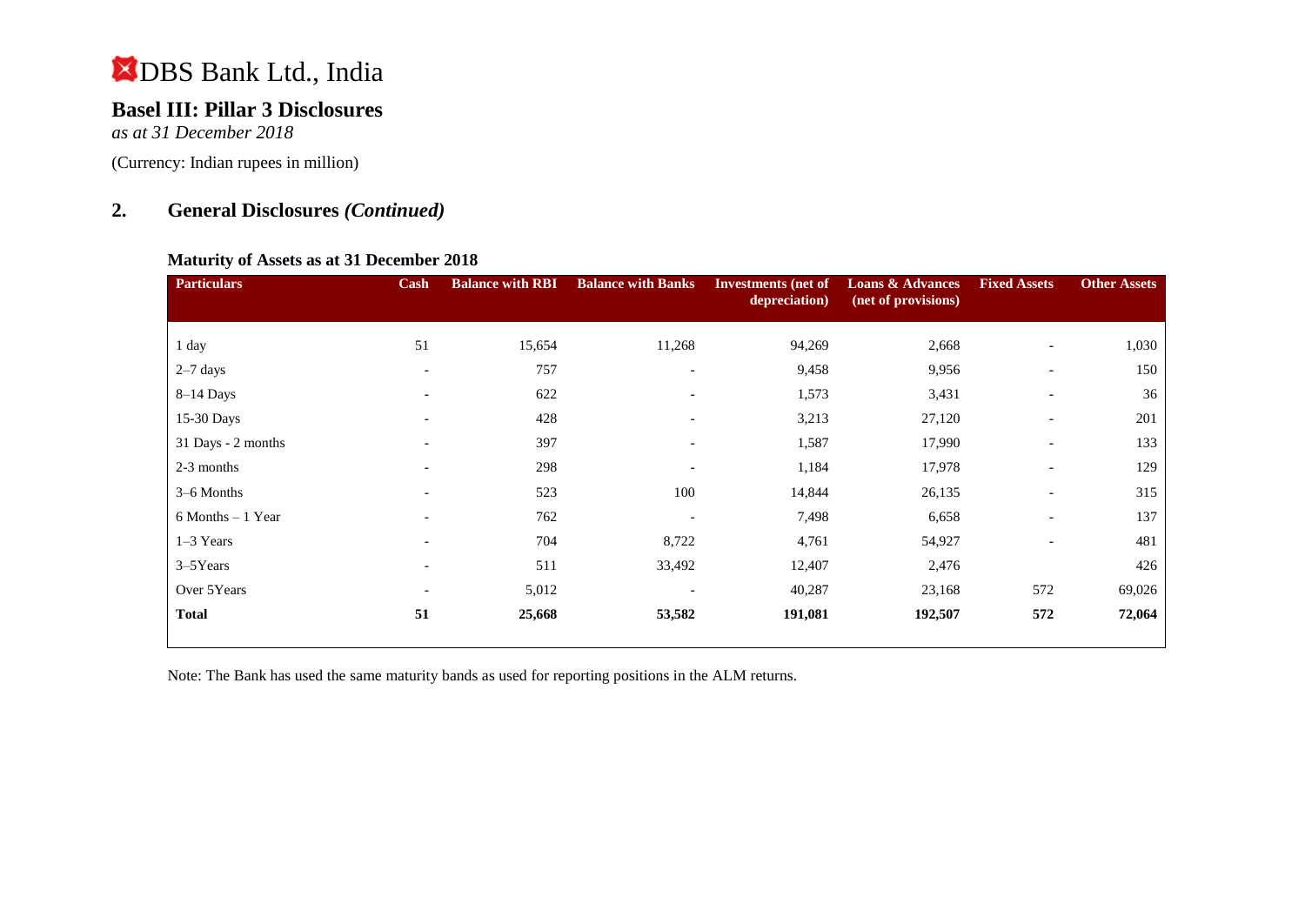# DBS Bank Ltd., India

## Basel III: Pillar 3 Disclosures

*as at 31 December 2018*

(Currency: Indian rupees in million)

## 2. General Disclosures *(Continued)*

### Maturity of Assets as at 31 December 2018

| Particulars | Cash | Balance with RBI | Balance with Banks | Investments (net of depreciation) | Loans & Advances (net of provisions) | Fixed Assets | Other Assets |
|---|---|---|---|---|---|---|---|
| 1 day | 51 | 15,654 | 11,268 | 94,269 | 2,668 | - | 1,030 |
| 2–7 days | - | 757 | - | 9,458 | 9,956 | - | 150 |
| 8–14 Days | - | 622 | - | 1,573 | 3,431 | - | 36 |
| 15-30 Days | - | 428 | - | 3,213 | 27,120 | - | 201 |
| 31 Days - 2 months | - | 397 | - | 1,587 | 17,990 | - | 133 |
| 2-3 months | - | 298 | - | 1,184 | 17,978 | - | 129 |
| 3–6 Months | - | 523 | 100 | 14,844 | 26,135 | - | 315 |
| 6 Months – 1 Year | - | 762 | - | 7,498 | 6,658 | - | 137 |
| 1–3 Years | - | 704 | 8,722 | 4,761 | 54,927 | - | 481 |
| 3–5Years | - | 511 | 33,492 | 12,407 | 2,476 | | 426 |
| Over 5Years | - | 5,012 | - | 40,287 | 23,168 | 572 | 69,026 |
| **Total** | **51** | **25,668** | **53,582** | **191,081** | **192,507** | **572** | **72,064** |

Note: The Bank has used the same maturity bands as used for reporting positions in the ALM returns.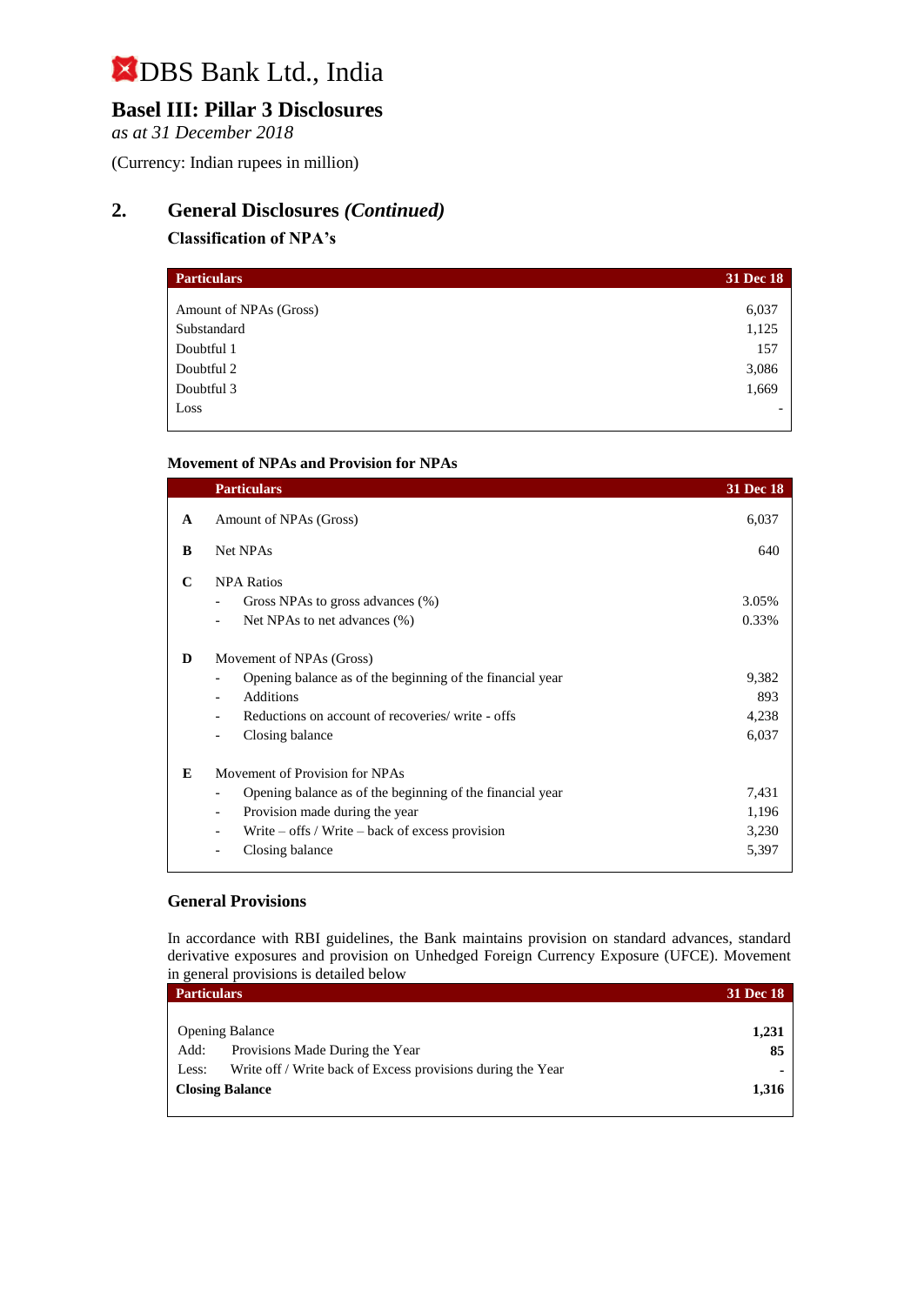# DBS Bank Ltd., India

## Basel III: Pillar 3 Disclosures

*as at 31 December 2018*

(Currency: Indian rupees in million)

## 2. General Disclosures *(Continued)*

### Classification of NPA's

| Particulars | 31 Dec 18 |
|---|---|
| Amount of NPAs (Gross) | 6,037 |
| Substandard | 1,125 |
| Doubtful 1 | 157 |
| Doubtful 2 | 3,086 |
| Doubtful 3 | 1,669 |
| Loss | - |

### Movement of NPAs and Provision for NPAs

| | Particulars | 31 Dec 18 |
|---|---|---|
| **A** | Amount of NPAs (Gross) | 6,037 |
| **B** | Net NPAs | 640 |
| **C** | NPA Ratios | |
| | - Gross NPAs to gross advances (%) | 3.05% |
| | - Net NPAs to net advances (%) | 0.33% |
| **D** | Movement of NPAs (Gross) | |
| | - Opening balance as of the beginning of the financial year | 9,382 |
| | - Additions | 893 |
| | - Reductions on account of recoveries/ write - offs | 4,238 |
| | - Closing balance | 6,037 |
| **E** | Movement of Provision for NPAs | |
| | - Opening balance as of the beginning of the financial year | 7,431 |
| | - Provision made during the year | 1,196 |
| | - Write – offs / Write – back of excess provision | 3,230 |
| | - Closing balance | 5,397 |

### General Provisions

In accordance with RBI guidelines, the Bank maintains provision on standard advances, standard derivative exposures and provision on Unhedged Foreign Currency Exposure (UFCE). Movement in general provisions is detailed below

| Particulars | 31 Dec 18 |
|---|---|
| Opening Balance | **1,231** |
| Add: Provisions Made During the Year | **85** |
| Less: Write off / Write back of Excess provisions during the Year | **-** |
| **Closing Balance** | **1,316** |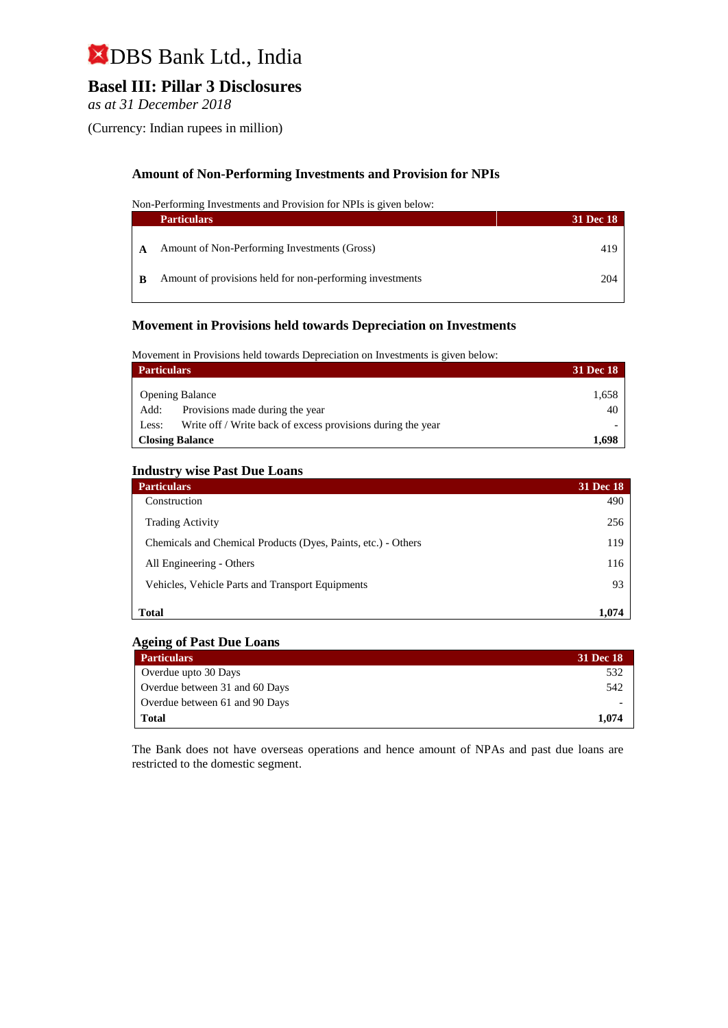# DBS Bank Ltd., India

## Basel III: Pillar 3 Disclosures

*as at 31 December 2018*

(Currency: Indian rupees in million)

### Amount of Non-Performing Investments and Provision for NPIs

Non-Performing Investments and Provision for NPIs is given below:

| | Particulars | 31 Dec 18 |
|---|---|---|
| **A** | Amount of Non-Performing Investments (Gross) | 419 |
| **B** | Amount of provisions held for non-performing investments | 204 |

### Movement in Provisions held towards Depreciation on Investments

Movement in Provisions held towards Depreciation on Investments is given below:

| Particulars | | 31 Dec 18 |
|---|---|---|
| Opening Balance | | 1,658 |
| Add: | Provisions made during the year | 40 |
| Less: | Write off / Write back of excess provisions during the year | - |
| **Closing Balance** | | **1,698** |

### Industry wise Past Due Loans

| Particulars | 31 Dec 18 |
|---|---|
| Construction | 490 |
| Trading Activity | 256 |
| Chemicals and Chemical Products (Dyes, Paints, etc.) - Others | 119 |
| All Engineering - Others | 116 |
| Vehicles, Vehicle Parts and Transport Equipments | 93 |
| **Total** | **1,074** |

### Ageing of Past Due Loans

| Particulars | 31 Dec 18 |
|---|---|
| Overdue upto 30 Days | 532 |
| Overdue between 31 and 60 Days | 542 |
| Overdue between 61 and 90 Days | - |
| **Total** | **1,074** |

The Bank does not have overseas operations and hence amount of NPAs and past due loans are restricted to the domestic segment.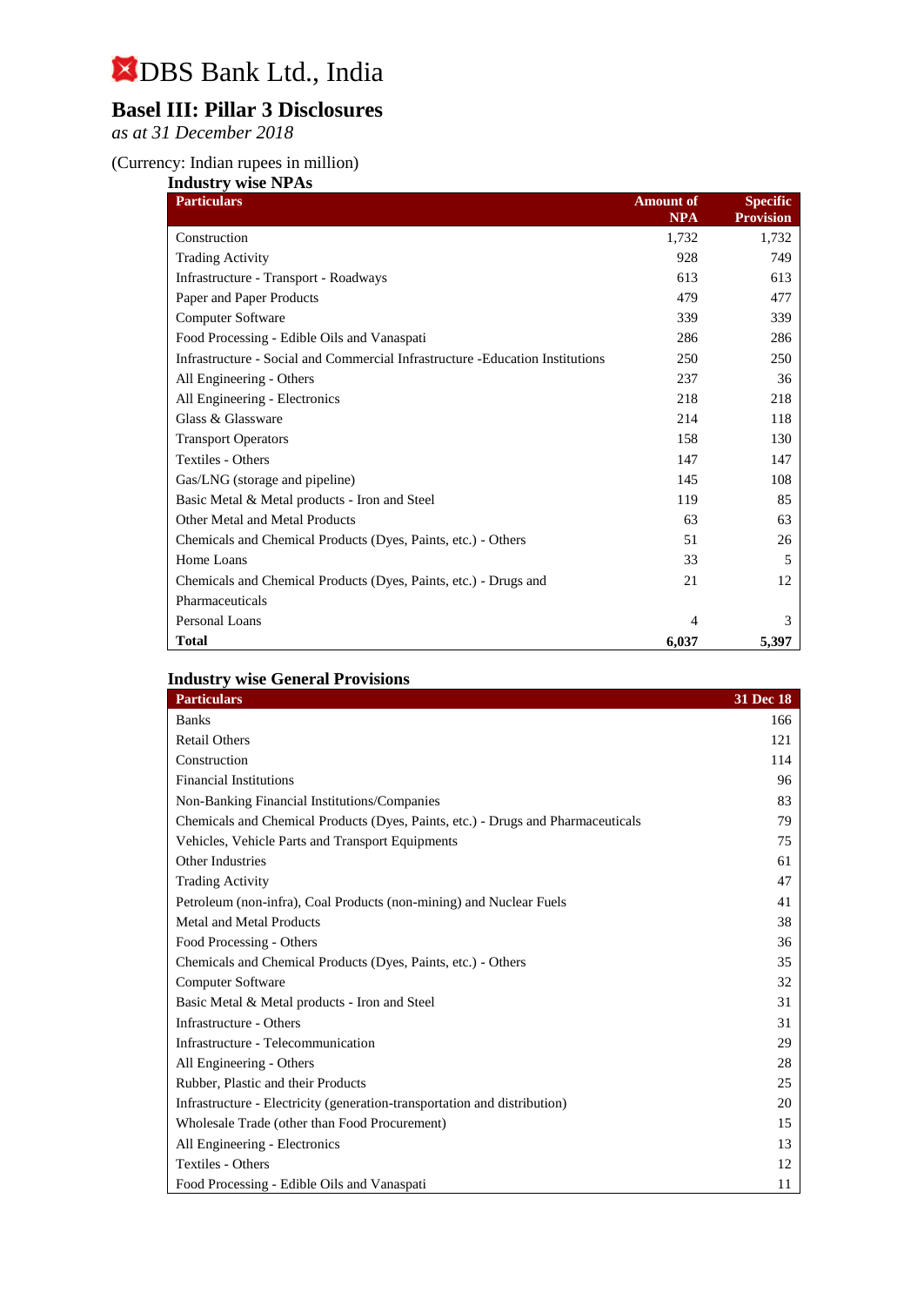# DBS Bank Ltd., India

## Basel III: Pillar 3 Disclosures

*as at 31 December 2018*

(Currency: Indian rupees in million)

### Industry wise NPAs

| Particulars | Amount of NPA | Specific Provision |
|---|---|---|
| Construction | 1,732 | 1,732 |
| Trading Activity | 928 | 749 |
| Infrastructure - Transport - Roadways | 613 | 613 |
| Paper and Paper Products | 479 | 477 |
| Computer Software | 339 | 339 |
| Food Processing - Edible Oils and Vanaspati | 286 | 286 |
| Infrastructure - Social and Commercial Infrastructure -Education Institutions | 250 | 250 |
| All Engineering - Others | 237 | 36 |
| All Engineering - Electronics | 218 | 218 |
| Glass & Glassware | 214 | 118 |
| Transport Operators | 158 | 130 |
| Textiles - Others | 147 | 147 |
| Gas/LNG (storage and pipeline) | 145 | 108 |
| Basic Metal & Metal products - Iron and Steel | 119 | 85 |
| Other Metal and Metal Products | 63 | 63 |
| Chemicals and Chemical Products (Dyes, Paints, etc.) - Others | 51 | 26 |
| Home Loans | 33 | 5 |
| Chemicals and Chemical Products (Dyes, Paints, etc.) - Drugs and Pharmaceuticals | 21 | 12 |
| Personal Loans | 4 | 3 |
| **Total** | **6,037** | **5,397** |

### Industry wise General Provisions

| Particulars | 31 Dec 18 |
|---|---|
| Banks | 166 |
| Retail Others | 121 |
| Construction | 114 |
| Financial Institutions | 96 |
| Non-Banking Financial Institutions/Companies | 83 |
| Chemicals and Chemical Products (Dyes, Paints, etc.) - Drugs and Pharmaceuticals | 79 |
| Vehicles, Vehicle Parts and Transport Equipments | 75 |
| Other Industries | 61 |
| Trading Activity | 47 |
| Petroleum (non-infra), Coal Products (non-mining) and Nuclear Fuels | 41 |
| Metal and Metal Products | 38 |
| Food Processing - Others | 36 |
| Chemicals and Chemical Products (Dyes, Paints, etc.) - Others | 35 |
| Computer Software | 32 |
| Basic Metal & Metal products - Iron and Steel | 31 |
| Infrastructure - Others | 31 |
| Infrastructure - Telecommunication | 29 |
| All Engineering - Others | 28 |
| Rubber, Plastic and their Products | 25 |
| Infrastructure - Electricity (generation-transportation and distribution) | 20 |
| Wholesale Trade (other than Food Procurement) | 15 |
| All Engineering - Electronics | 13 |
| Textiles - Others | 12 |
| Food Processing - Edible Oils and Vanaspati | 11 |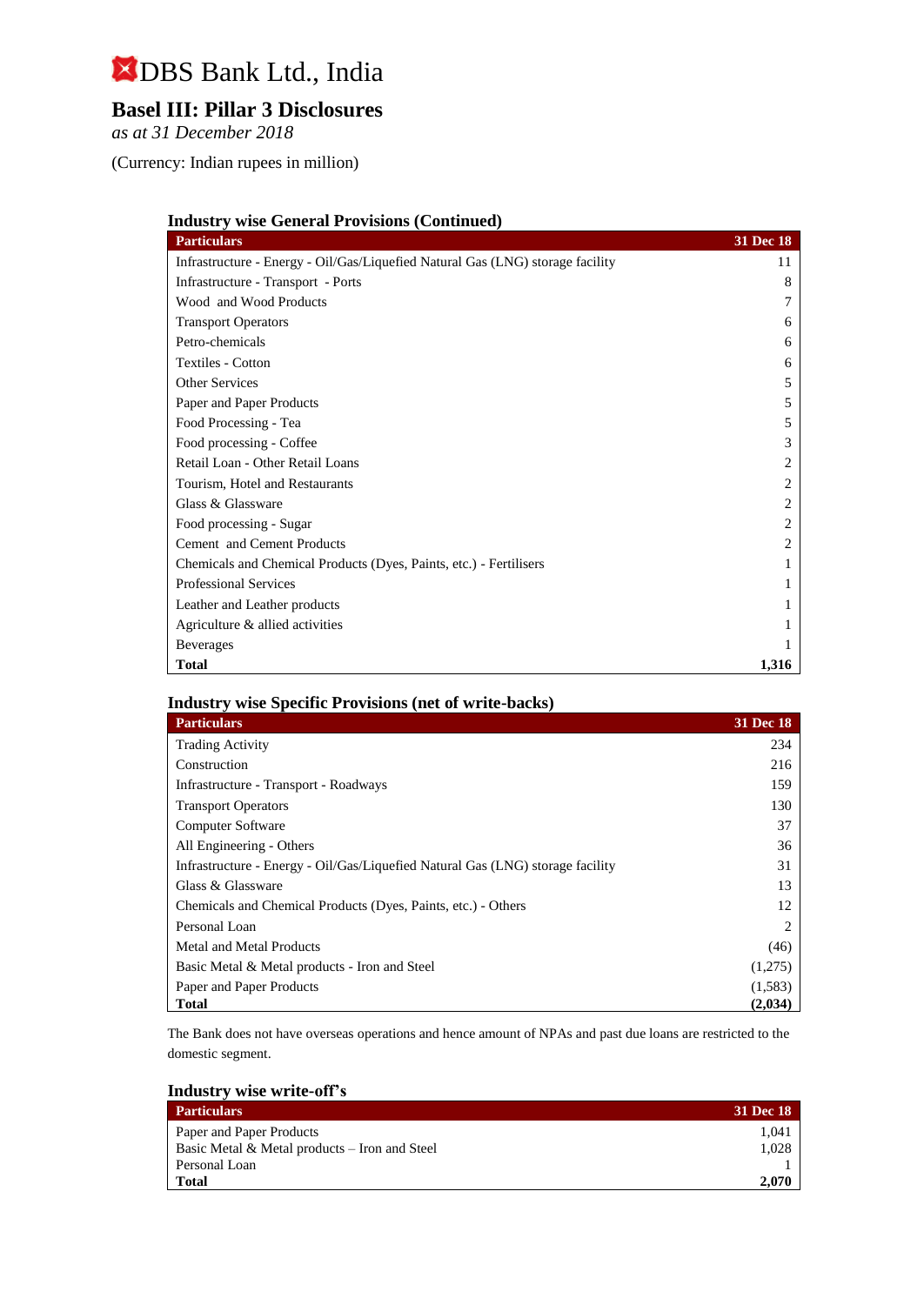# DBS Bank Ltd., India

## Basel III: Pillar 3 Disclosures

*as at 31 December 2018*

(Currency: Indian rupees in million)

### Industry wise General Provisions (Continued)

| Particulars | 31 Dec 18 |
|---|---|
| Infrastructure - Energy - Oil/Gas/Liquefied Natural Gas (LNG) storage facility | 11 |
| Infrastructure - Transport - Ports | 8 |
| Wood and Wood Products | 7 |
| Transport Operators | 6 |
| Petro-chemicals | 6 |
| Textiles - Cotton | 6 |
| Other Services | 5 |
| Paper and Paper Products | 5 |
| Food Processing - Tea | 5 |
| Food processing - Coffee | 3 |
| Retail Loan - Other Retail Loans | 2 |
| Tourism, Hotel and Restaurants | 2 |
| Glass & Glassware | 2 |
| Food processing - Sugar | 2 |
| Cement and Cement Products | 2 |
| Chemicals and Chemical Products (Dyes, Paints, etc.) - Fertilisers | 1 |
| Professional Services | 1 |
| Leather and Leather products | 1 |
| Agriculture & allied activities | 1 |
| Beverages | 1 |
| **Total** | **1,316** |

### Industry wise Specific Provisions (net of write-backs)

| Particulars | 31 Dec 18 |
|---|---|
| Trading Activity | 234 |
| Construction | 216 |
| Infrastructure - Transport - Roadways | 159 |
| Transport Operators | 130 |
| Computer Software | 37 |
| All Engineering - Others | 36 |
| Infrastructure - Energy - Oil/Gas/Liquefied Natural Gas (LNG) storage facility | 31 |
| Glass & Glassware | 13 |
| Chemicals and Chemical Products (Dyes, Paints, etc.) - Others | 12 |
| Personal Loan | 2 |
| Metal and Metal Products | (46) |
| Basic Metal & Metal products - Iron and Steel | (1,275) |
| Paper and Paper Products | (1,583) |
| **Total** | **(2,034)** |

The Bank does not have overseas operations and hence amount of NPAs and past due loans are restricted to the domestic segment.

### Industry wise write-off's

| Particulars | 31 Dec 18 |
|---|---|
| Paper and Paper Products | 1,041 |
| Basic Metal & Metal products – Iron and Steel | 1,028 |
| Personal Loan | 1 |
| **Total** | **2,070** |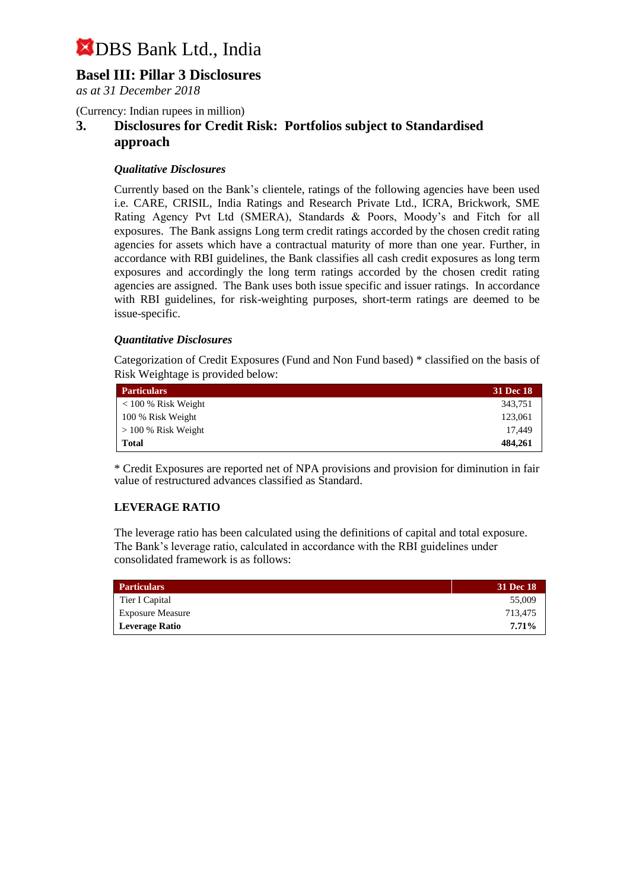# DBS Bank Ltd., India

## Basel III: Pillar 3 Disclosures

*as at 31 December 2018*

(Currency: Indian rupees in million)

## 3. Disclosures for Credit Risk: Portfolios subject to Standardised approach

### *Qualitative Disclosures*

Currently based on the Bank's clientele, ratings of the following agencies have been used i.e. CARE, CRISIL, India Ratings and Research Private Ltd., ICRA, Brickwork, SME Rating Agency Pvt Ltd (SMERA), Standards & Poors, Moody's and Fitch for all exposures. The Bank assigns Long term credit ratings accorded by the chosen credit rating agencies for assets which have a contractual maturity of more than one year. Further, in accordance with RBI guidelines, the Bank classifies all cash credit exposures as long term exposures and accordingly the long term ratings accorded by the chosen credit rating agencies are assigned. The Bank uses both issue specific and issuer ratings. In accordance with RBI guidelines, for risk-weighting purposes, short-term ratings are deemed to be issue-specific.

### *Quantitative Disclosures*

Categorization of Credit Exposures (Fund and Non Fund based) * classified on the basis of Risk Weightage is provided below:

| Particulars | 31 Dec 18 |
|---|---|
| < 100 % Risk Weight | 343,751 |
| 100 % Risk Weight | 123,061 |
| > 100 % Risk Weight | 17,449 |
| **Total** | **484,261** |

* Credit Exposures are reported net of NPA provisions and provision for diminution in fair value of restructured advances classified as Standard.

### LEVERAGE RATIO

The leverage ratio has been calculated using the definitions of capital and total exposure. The Bank's leverage ratio, calculated in accordance with the RBI guidelines under consolidated framework is as follows:

| Particulars | 31 Dec 18 |
|---|---|
| Tier I Capital | 55,009 |
| Exposure Measure | 713,475 |
| **Leverage Ratio** | **7.71%** |